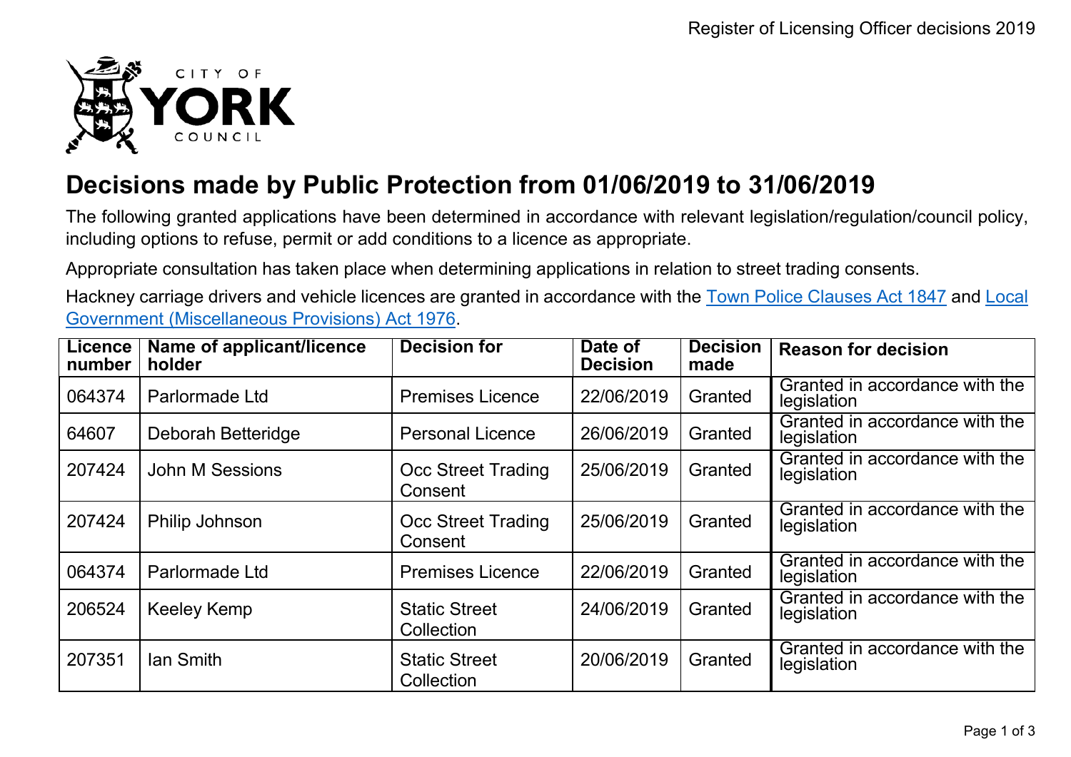# Decisions made by Public Protection from 01/06/2019 to 31/06/2019

The following granted applications have been determined in accordance with relevant legislation/regulation/council policy, including options to refuse, permit or add conditions to a licence as appropriate.

Appropriate consultation has taken place when determining applications in relation to street trading consents.

Hackney carriage drivers and vehicle licences are granted in accordance with the Town Police Clauses Act 1847 and Local Government (Miscellaneous Provisions) Act 1976.

| Licence number | Name of applicant/licence holder | Decision for | Date of Decision | Decision made | Reason for decision |
|---|---|---|---|---|---|
| 064374 | Parlormade Ltd | Premises Licence | 22/06/2019 | Granted | Granted in accordance with the legislation |
| 64607 | Deborah Betteridge | Personal Licence | 26/06/2019 | Granted | Granted in accordance with the legislation |
| 207424 | John M Sessions | Occ Street Trading Consent | 25/06/2019 | Granted | Granted in accordance with the legislation |
| 207424 | Philip Johnson | Occ Street Trading Consent | 25/06/2019 | Granted | Granted in accordance with the legislation |
| 064374 | Parlormade Ltd | Premises Licence | 22/06/2019 | Granted | Granted in accordance with the legislation |
| 206524 | Keeley Kemp | Static Street Collection | 24/06/2019 | Granted | Granted in accordance with the legislation |
| 207351 | Ian Smith | Static Street Collection | 20/06/2019 | Granted | Granted in accordance with the legislation |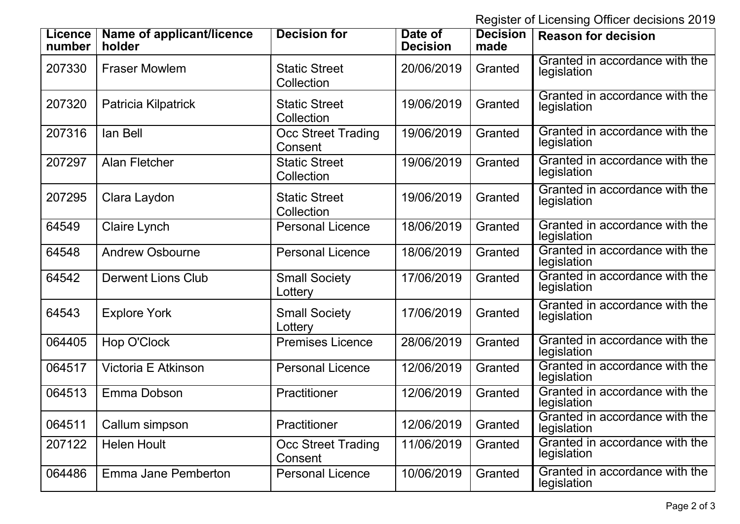Register of Licensing Officer decisions 2019

| Licence number | Name of applicant/licence holder | Decision for | Date of Decision | Decision made | Reason for decision |
|---|---|---|---|---|---|
| 207330 | Fraser Mowlem | Static Street Collection | 20/06/2019 | Granted | Granted in accordance with the legislation |
| 207320 | Patricia Kilpatrick | Static Street Collection | 19/06/2019 | Granted | Granted in accordance with the legislation |
| 207316 | Ian Bell | Occ Street Trading Consent | 19/06/2019 | Granted | Granted in accordance with the legislation |
| 207297 | Alan Fletcher | Static Street Collection | 19/06/2019 | Granted | Granted in accordance with the legislation |
| 207295 | Clara Laydon | Static Street Collection | 19/06/2019 | Granted | Granted in accordance with the legislation |
| 64549 | Claire Lynch | Personal Licence | 18/06/2019 | Granted | Granted in accordance with the legislation |
| 64548 | Andrew Osbourne | Personal Licence | 18/06/2019 | Granted | Granted in accordance with the legislation |
| 64542 | Derwent Lions Club | Small Society Lottery | 17/06/2019 | Granted | Granted in accordance with the legislation |
| 64543 | Explore York | Small Society Lottery | 17/06/2019 | Granted | Granted in accordance with the legislation |
| 064405 | Hop O'Clock | Premises Licence | 28/06/2019 | Granted | Granted in accordance with the legislation |
| 064517 | Victoria E Atkinson | Personal Licence | 12/06/2019 | Granted | Granted in accordance with the legislation |
| 064513 | Emma Dobson | Practitioner | 12/06/2019 | Granted | Granted in accordance with the legislation |
| 064511 | Callum simpson | Practitioner | 12/06/2019 | Granted | Granted in accordance with the legislation |
| 207122 | Helen Hoult | Occ Street Trading Consent | 11/06/2019 | Granted | Granted in accordance with the legislation |
| 064486 | Emma Jane Pemberton | Personal Licence | 10/06/2019 | Granted | Granted in accordance with the legislation |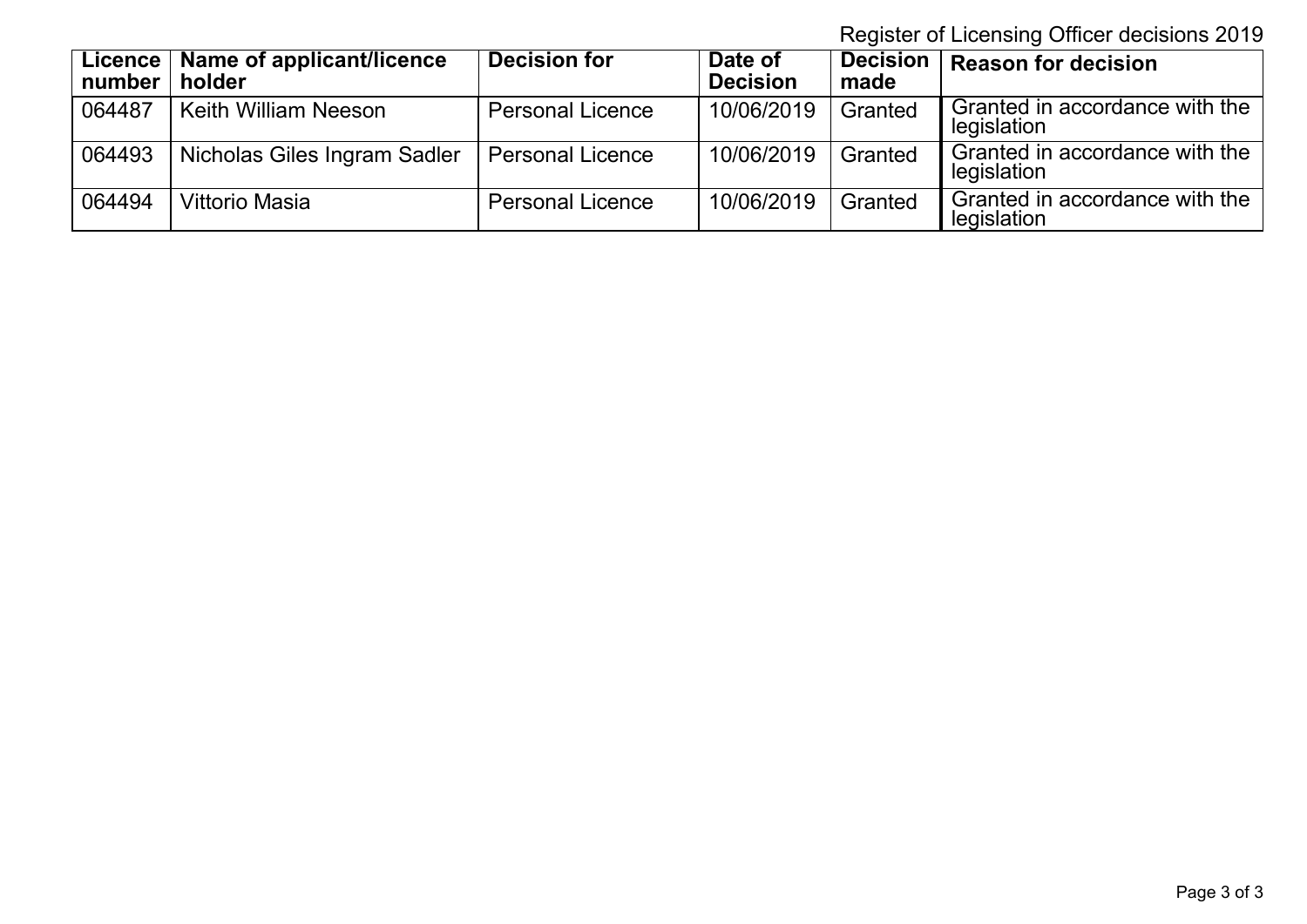Register of Licensing Officer decisions 2019

| Licence number | Name of applicant/licence holder | Decision for | Date of Decision | Decision made | Reason for decision |
|---|---|---|---|---|---|
| 064487 | Keith William Neeson | Personal Licence | 10/06/2019 | Granted | Granted in accordance with the legislation |
| 064493 | Nicholas Giles Ingram Sadler | Personal Licence | 10/06/2019 | Granted | Granted in accordance with the legislation |
| 064494 | Vittorio Masia | Personal Licence | 10/06/2019 | Granted | Granted in accordance with the legislation |